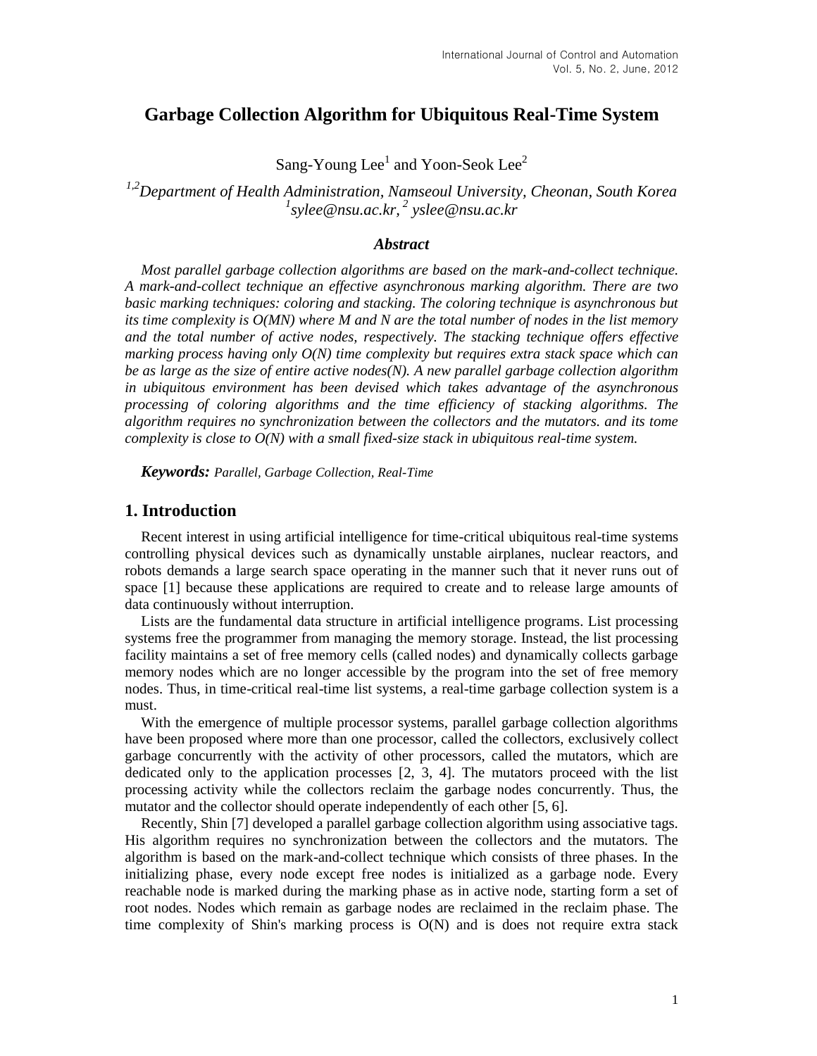# Garbage Collection Algorithm for Ubiquitous Real-Time System

Sang-Young Lee[1] and Yoon-Seok Lee[2]

*[1,2]Department of Health Administration, Namseoul University, Cheonan, South Korea*
*[1]sylee@nsu.ac.kr, [2] yslee@nsu.ac.kr*

### *Abstract*

*Most parallel garbage collection algorithms are based on the mark-and-collect technique. A mark-and-collect technique an effective asynchronous marking algorithm. There are two basic marking techniques: coloring and stacking. The coloring technique is asynchronous but its time complexity is O(MN) where M and N are the total number of nodes in the list memory and the total number of active nodes, respectively. The stacking technique offers effective marking process having only O(N) time complexity but requires extra stack space which can be as large as the size of entire active nodes(N). A new parallel garbage collection algorithm in ubiquitous environment has been devised which takes advantage of the asynchronous processing of coloring algorithms and the time efficiency of stacking algorithms. The algorithm requires no synchronization between the collectors and the mutators. and its tome complexity is close to O(N) with a small fixed-size stack in ubiquitous real-time system.*

***Keywords:*** *Parallel, Garbage Collection, Real-Time*

## 1. Introduction

Recent interest in using artificial intelligence for time-critical ubiquitous real-time systems controlling physical devices such as dynamically unstable airplanes, nuclear reactors, and robots demands a large search space operating in the manner such that it never runs out of space [1] because these applications are required to create and to release large amounts of data continuously without interruption.

Lists are the fundamental data structure in artificial intelligence programs. List processing systems free the programmer from managing the memory storage. Instead, the list processing facility maintains a set of free memory cells (called nodes) and dynamically collects garbage memory nodes which are no longer accessible by the program into the set of free memory nodes. Thus, in time-critical real-time list systems, a real-time garbage collection system is a must.

With the emergence of multiple processor systems, parallel garbage collection algorithms have been proposed where more than one processor, called the collectors, exclusively collect garbage concurrently with the activity of other processors, called the mutators, which are dedicated only to the application processes [2, 3, 4]. The mutators proceed with the list processing activity while the collectors reclaim the garbage nodes concurrently. Thus, the mutator and the collector should operate independently of each other [5, 6].

Recently, Shin [7] developed a parallel garbage collection algorithm using associative tags. His algorithm requires no synchronization between the collectors and the mutators. The algorithm is based on the mark-and-collect technique which consists of three phases. In the initializing phase, every node except free nodes is initialized as a garbage node. Every reachable node is marked during the marking phase as in active node, starting form a set of root nodes. Nodes which remain as garbage nodes are reclaimed in the reclaim phase. The time complexity of Shin's marking process is O(N) and is does not require extra stack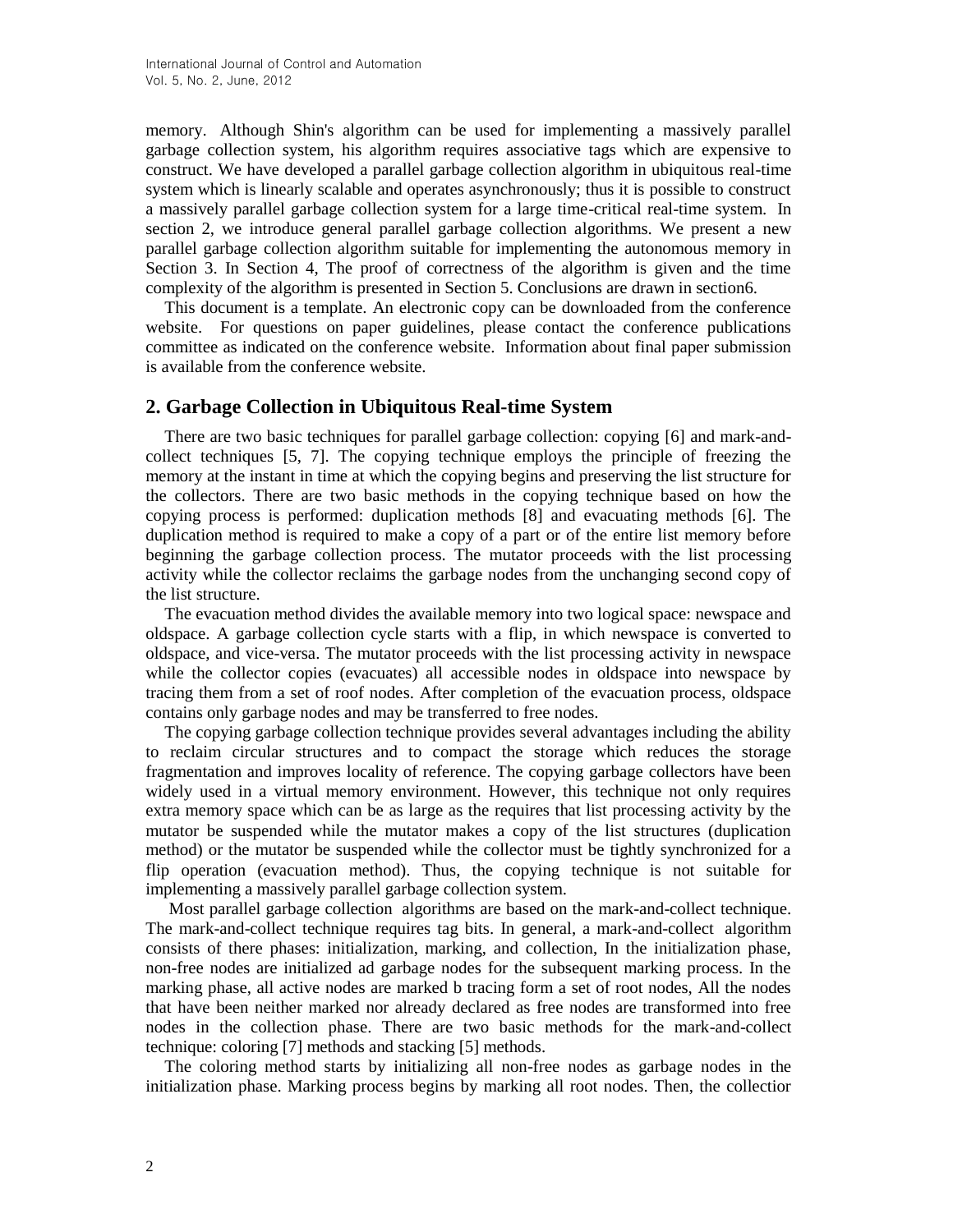memory. Although Shin's algorithm can be used for implementing a massively parallel garbage collection system, his algorithm requires associative tags which are expensive to construct. We have developed a parallel garbage collection algorithm in ubiquitous real-time system which is linearly scalable and operates asynchronously; thus it is possible to construct a massively parallel garbage collection system for a large time-critical real-time system. In section 2, we introduce general parallel garbage collection algorithms. We present a new parallel garbage collection algorithm suitable for implementing the autonomous memory in Section 3. In Section 4, The proof of correctness of the algorithm is given and the time complexity of the algorithm is presented in Section 5. Conclusions are drawn in section6.

This document is a template. An electronic copy can be downloaded from the conference website. For questions on paper guidelines, please contact the conference publications committee as indicated on the conference website. Information about final paper submission is available from the conference website.

## 2. Garbage Collection in Ubiquitous Real-time System

There are two basic techniques for parallel garbage collection: copying [6] and mark-and-collect techniques [5, 7]. The copying technique employs the principle of freezing the memory at the instant in time at which the copying begins and preserving the list structure for the collectors. There are two basic methods in the copying technique based on how the copying process is performed: duplication methods [8] and evacuating methods [6]. The duplication method is required to make a copy of a part or of the entire list memory before beginning the garbage collection process. The mutator proceeds with the list processing activity while the collector reclaims the garbage nodes from the unchanging second copy of the list structure.

The evacuation method divides the available memory into two logical space: newspace and oldspace. A garbage collection cycle starts with a flip, in which newspace is converted to oldspace, and vice-versa. The mutator proceeds with the list processing activity in newspace while the collector copies (evacuates) all accessible nodes in oldspace into newspace by tracing them from a set of roof nodes. After completion of the evacuation process, oldspace contains only garbage nodes and may be transferred to free nodes.

The copying garbage collection technique provides several advantages including the ability to reclaim circular structures and to compact the storage which reduces the storage fragmentation and improves locality of reference. The copying garbage collectors have been widely used in a virtual memory environment. However, this technique not only requires extra memory space which can be as large as the requires that list processing activity by the mutator be suspended while the mutator makes a copy of the list structures (duplication method) or the mutator be suspended while the collector must be tightly synchronized for a flip operation (evacuation method). Thus, the copying technique is not suitable for implementing a massively parallel garbage collection system.

Most parallel garbage collection algorithms are based on the mark-and-collect technique. The mark-and-collect technique requires tag bits. In general, a mark-and-collect algorithm consists of there phases: initialization, marking, and collection, In the initialization phase, non-free nodes are initialized ad garbage nodes for the subsequent marking process. In the marking phase, all active nodes are marked b tracing form a set of root nodes, All the nodes that have been neither marked nor already declared as free nodes are transformed into free nodes in the collection phase. There are two basic methods for the mark-and-collect technique: coloring [7] methods and stacking [5] methods.

The coloring method starts by initializing all non-free nodes as garbage nodes in the initialization phase. Marking process begins by marking all root nodes. Then, the collectior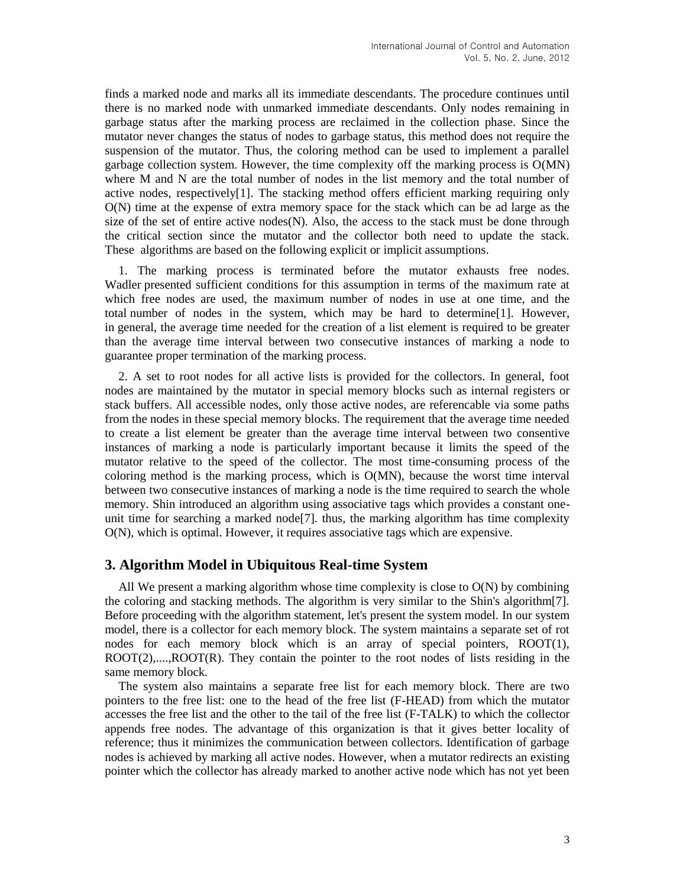finds a marked node and marks all its immediate descendants. The procedure continues until there is no marked node with unmarked immediate descendants. Only nodes remaining in garbage status after the marking process are reclaimed in the collection phase. Since the mutator never changes the status of nodes to garbage status, this method does not require the suspension of the mutator. Thus, the coloring method can be used to implement a parallel garbage collection system. However, the time complexity off the marking process is O(MN) where M and N are the total number of nodes in the list memory and the total number of active nodes, respectively[1]. The stacking method offers efficient marking requiring only O(N) time at the expense of extra memory space for the stack which can be ad large as the size of the set of entire active nodes(N). Also, the access to the stack must be done through the critical section since the mutator and the collector both need to update the stack. These algorithms are based on the following explicit or implicit assumptions.

1. The marking process is terminated before the mutator exhausts free nodes. Wadler presented sufficient conditions for this assumption in terms of the maximum rate at which free nodes are used, the maximum number of nodes in use at one time, and the total number of nodes in the system, which may be hard to determine[1]. However, in general, the average time needed for the creation of a list element is required to be greater than the average time interval between two consecutive instances of marking a node to guarantee proper termination of the marking process.

2. A set to root nodes for all active lists is provided for the collectors. In general, foot nodes are maintained by the mutator in special memory blocks such as internal registers or stack buffers. All accessible nodes, only those active nodes, are referencable via some paths from the nodes in these special memory blocks. The requirement that the average time needed to create a list element be greater than the average time interval between two consentive instances of marking a node is particularly important because it limits the speed of the mutator relative to the speed of the collector. The most time-consuming process of the coloring method is the marking process, which is O(MN), because the worst time interval between two consecutive instances of marking a node is the time required to search the whole memory. Shin introduced an algorithm using associative tags which provides a constant one-unit time for searching a marked node[7]. thus, the marking algorithm has time complexity O(N), which is optimal. However, it requires associative tags which are expensive.

## 3. Algorithm Model in Ubiquitous Real-time System

All We present a marking algorithm whose time complexity is close to O(N) by combining the coloring and stacking methods. The algorithm is very similar to the Shin's algorithm[7]. Before proceeding with the algorithm statement, let's present the system model. In our system model, there is a collector for each memory block. The system maintains a separate set of rot nodes for each memory block which is an array of special pointers, ROOT(1), ROOT(2),....,ROOT(R). They contain the pointer to the root nodes of lists residing in the same memory block.

The system also maintains a separate free list for each memory block. There are two pointers to the free list: one to the head of the free list (F-HEAD) from which the mutator accesses the free list and the other to the tail of the free list (F-TALK) to which the collector appends free nodes. The advantage of this organization is that it gives better locality of reference; thus it minimizes the communication between collectors. Identification of garbage nodes is achieved by marking all active nodes. However, when a mutator redirects an existing pointer which the collector has already marked to another active node which has not yet been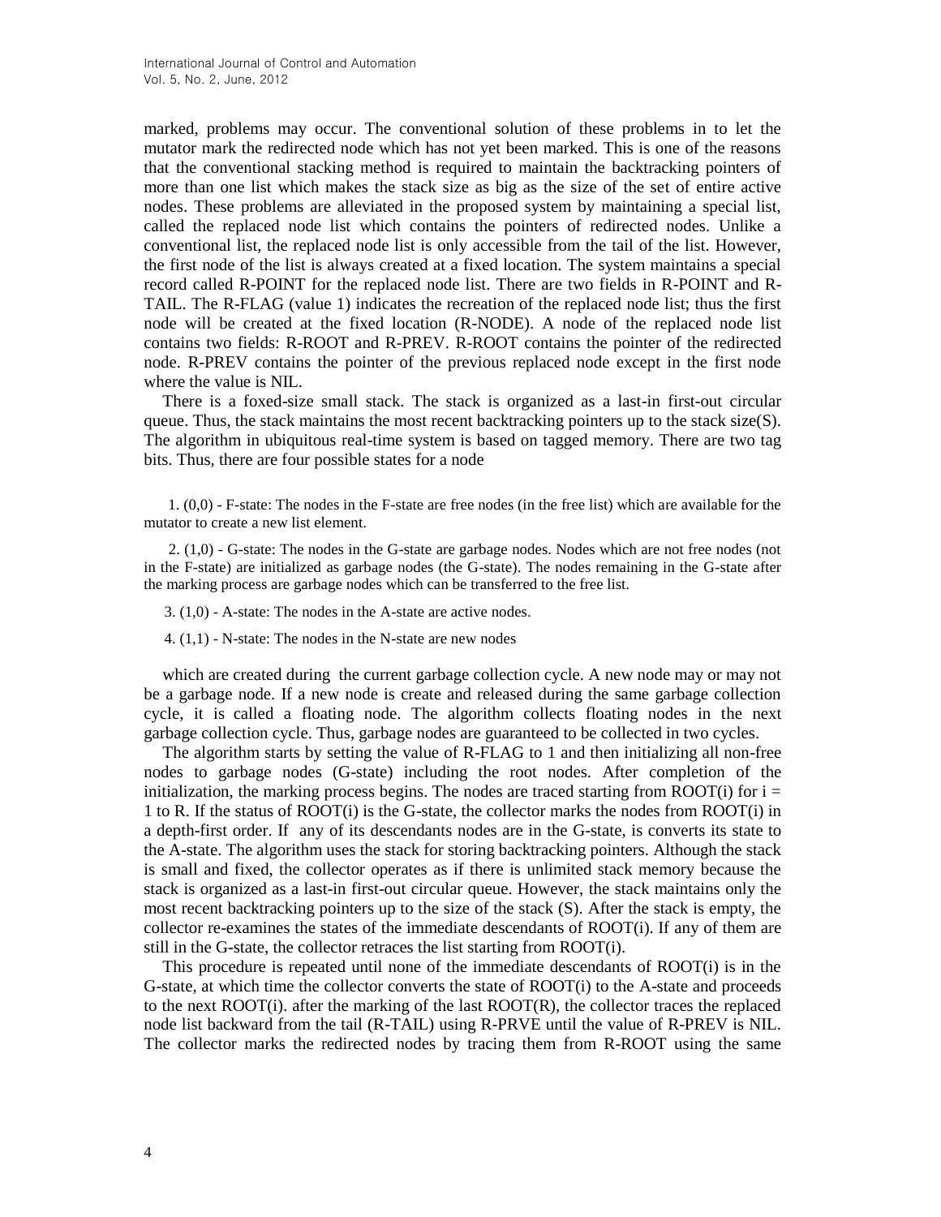marked, problems may occur. The conventional solution of these problems in to let the mutator mark the redirected node which has not yet been marked. This is one of the reasons that the conventional stacking method is required to maintain the backtracking pointers of more than one list which makes the stack size as big as the size of the set of entire active nodes. These problems are alleviated in the proposed system by maintaining a special list, called the replaced node list which contains the pointers of redirected nodes. Unlike a conventional list, the replaced node list is only accessible from the tail of the list. However, the first node of the list is always created at a fixed location. The system maintains a special record called R-POINT for the replaced node list. There are two fields in R-POINT and R-TAIL. The R-FLAG (value 1) indicates the recreation of the replaced node list; thus the first node will be created at the fixed location (R-NODE). A node of the replaced node list contains two fields: R-ROOT and R-PREV. R-ROOT contains the pointer of the redirected node. R-PREV contains the pointer of the previous replaced node except in the first node where the value is NIL.

There is a foxed-size small stack. The stack is organized as a last-in first-out circular queue. Thus, the stack maintains the most recent backtracking pointers up to the stack size(S). The algorithm in ubiquitous real-time system is based on tagged memory. There are two tag bits. Thus, there are four possible states for a node

1. (0,0) - F-state: The nodes in the F-state are free nodes (in the free list) which are available for the mutator to create a new list element.
2. (1,0) - G-state: The nodes in the G-state are garbage nodes. Nodes which are not free nodes (not in the F-state) are initialized as garbage nodes (the G-state). The nodes remaining in the G-state after the marking process are garbage nodes which can be transferred to the free list.
3. (1,0) - A-state: The nodes in the A-state are active nodes.
4. (1,1) - N-state: The nodes in the N-state are new nodes

which are created during the current garbage collection cycle. A new node may or may not be a garbage node. If a new node is create and released during the same garbage collection cycle, it is called a floating node. The algorithm collects floating nodes in the next garbage collection cycle. Thus, garbage nodes are guaranteed to be collected in two cycles.

The algorithm starts by setting the value of R-FLAG to 1 and then initializing all non-free nodes to garbage nodes (G-state) including the root nodes. After completion of the initialization, the marking process begins. The nodes are traced starting from ROOT(i) for i = 1 to R. If the status of ROOT(i) is the G-state, the collector marks the nodes from ROOT(i) in a depth-first order. If any of its descendants nodes are in the G-state, is converts its state to the A-state. The algorithm uses the stack for storing backtracking pointers. Although the stack is small and fixed, the collector operates as if there is unlimited stack memory because the stack is organized as a last-in first-out circular queue. However, the stack maintains only the most recent backtracking pointers up to the size of the stack (S). After the stack is empty, the collector re-examines the states of the immediate descendants of ROOT(i). If any of them are still in the G-state, the collector retraces the list starting from ROOT(i).

This procedure is repeated until none of the immediate descendants of ROOT(i) is in the G-state, at which time the collector converts the state of ROOT(i) to the A-state and proceeds to the next ROOT(i). after the marking of the last ROOT(R), the collector traces the replaced node list backward from the tail (R-TAIL) using R-PRVE until the value of R-PREV is NIL. The collector marks the redirected nodes by tracing them from R-ROOT using the same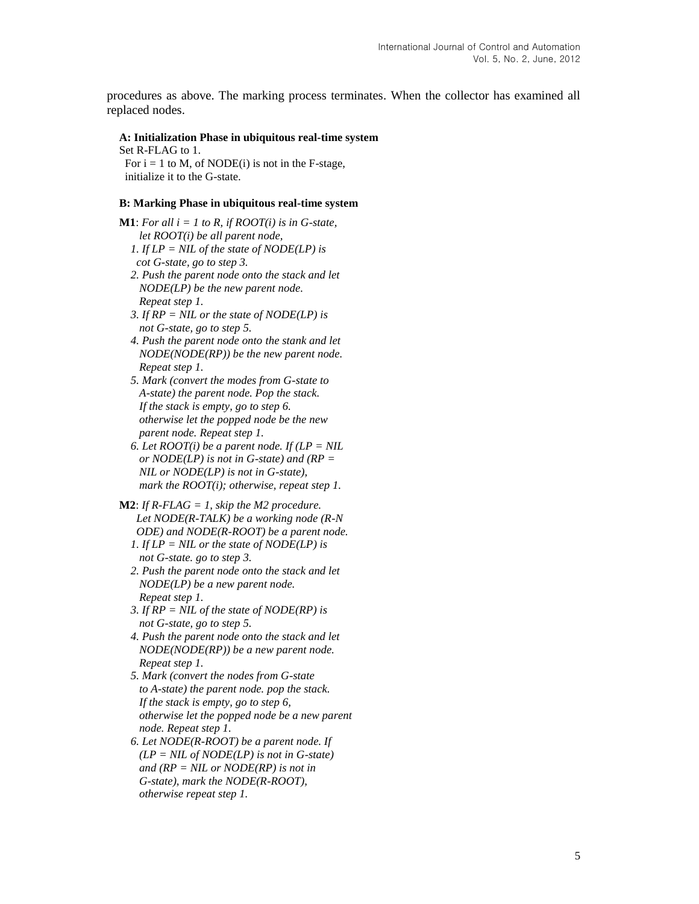procedures as above. The marking process terminates. When the collector has examined all replaced nodes.

**A: Initialization Phase in ubiquitous real-time system**

Set R-FLAG to 1.
For i = 1 to M, of NODE(i) is not in the F-stage, initialize it to the G-state.

**B: Marking Phase in ubiquitous real-time system**

**M1**: *For all i = 1 to R, if ROOT(i) is in G-state, let ROOT(i) be all parent node,*

*1. If LP = NIL of the state of NODE(LP) is cot G-state, go to step 3.*
*2. Push the parent node onto the stack and let NODE(LP) be the new parent node. Repeat step 1.*
*3. If RP = NIL or the state of NODE(LP) is not G-state, go to step 5.*
*4. Push the parent node onto the stank and let NODE(NODE(RP)) be the new parent node. Repeat step 1.*
*5. Mark (convert the modes from G-state to A-state) the parent node. Pop the stack. If the stack is empty, go to step 6. otherwise let the popped node be the new parent node. Repeat step 1.*
*6. Let ROOT(i) be a parent node. If (LP = NIL or NODE(LP) is not in G-state) and (RP = NIL or NODE(LP) is not in G-state), mark the ROOT(i); otherwise, repeat step 1.*

**M2**: *If R-FLAG = 1, skip the M2 procedure. Let NODE(R-TALK) be a working node (R-N ODE) and NODE(R-ROOT) be a parent node.*

*1. If LP = NIL or the state of NODE(LP) is not G-state. go to step 3.*
*2. Push the parent node onto the stack and let NODE(LP) be a new parent node. Repeat step 1.*
*3. If RP = NIL of the state of NODE(RP) is not G-state, go to step 5.*
*4. Push the parent node onto the stack and let NODE(NODE(RP)) be a new parent node. Repeat step 1.*
*5. Mark (convert the nodes from G-state to A-state) the parent node. pop the stack. If the stack is empty, go to step 6, otherwise let the popped node be a new parent node. Repeat step 1.*
*6. Let NODE(R-ROOT) be a parent node. If (LP = NIL of NODE(LP) is not in G-state) and (RP = NIL or NODE(RP) is not in G-state), mark the NODE(R-ROOT), otherwise repeat step 1.*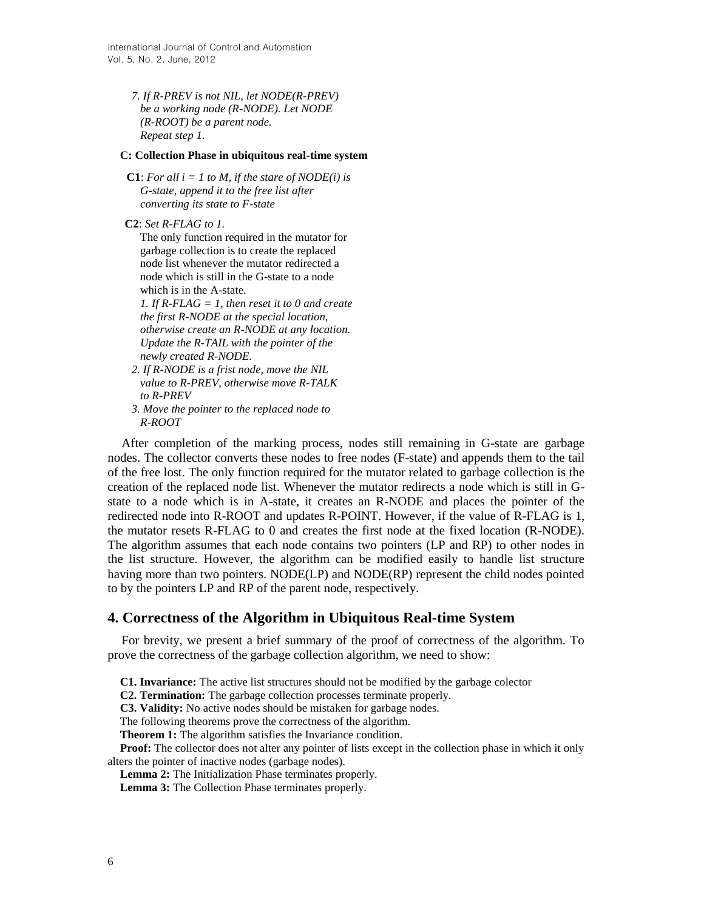*7. If R-PREV is not NIL, let NODE(R-PREV) be a working node (R-NODE). Let NODE (R-ROOT) be a parent node. Repeat step 1.*

**C: Collection Phase in ubiquitous real-time system**

**C1**: *For all i = 1 to M, if the stare of NODE(i) is G-state, append it to the free list after converting its state to F-state*

**C2**: *Set R-FLAG to 1.*

The only function required in the mutator for garbage collection is to create the replaced node list whenever the mutator redirected a node which is still in the G-state to a node which is in the A-state.

*1. If R-FLAG = 1, then reset it to 0 and create the first R-NODE at the special location, otherwise create an R-NODE at any location. Update the R-TAIL with the pointer of the newly created R-NODE.*

*2. If R-NODE is a frist node, move the NIL value to R-PREV, otherwise move R-TALK to R-PREV*

*3. Move the pointer to the replaced node to R-ROOT*

After completion of the marking process, nodes still remaining in G-state are garbage nodes. The collector converts these nodes to free nodes (F-state) and appends them to the tail of the free lost. The only function required for the mutator related to garbage collection is the creation of the replaced node list. Whenever the mutator redirects a node which is still in G-state to a node which is in A-state, it creates an R-NODE and places the pointer of the redirected node into R-ROOT and updates R-POINT. However, if the value of R-FLAG is 1, the mutator resets R-FLAG to 0 and creates the first node at the fixed location (R-NODE). The algorithm assumes that each node contains two pointers (LP and RP) to other nodes in the list structure. However, the algorithm can be modified easily to handle list structure having more than two pointers. NODE(LP) and NODE(RP) represent the child nodes pointed to by the pointers LP and RP of the parent node, respectively.

## 4. Correctness of the Algorithm in Ubiquitous Real-time System

For brevity, we present a brief summary of the proof of correctness of the algorithm. To prove the correctness of the garbage collection algorithm, we need to show:

**C1. Invariance:** The active list structures should not be modified by the garbage colector

**C2. Termination:** The garbage collection processes terminate properly.

**C3. Validity:** No active nodes should be mistaken for garbage nodes.

The following theorems prove the correctness of the algorithm.

**Theorem 1:** The algorithm satisfies the Invariance condition.

**Proof:** The collector does not alter any pointer of lists except in the collection phase in which it only alters the pointer of inactive nodes (garbage nodes).

**Lemma 2:** The Initialization Phase terminates properly.

**Lemma 3:** The Collection Phase terminates properly.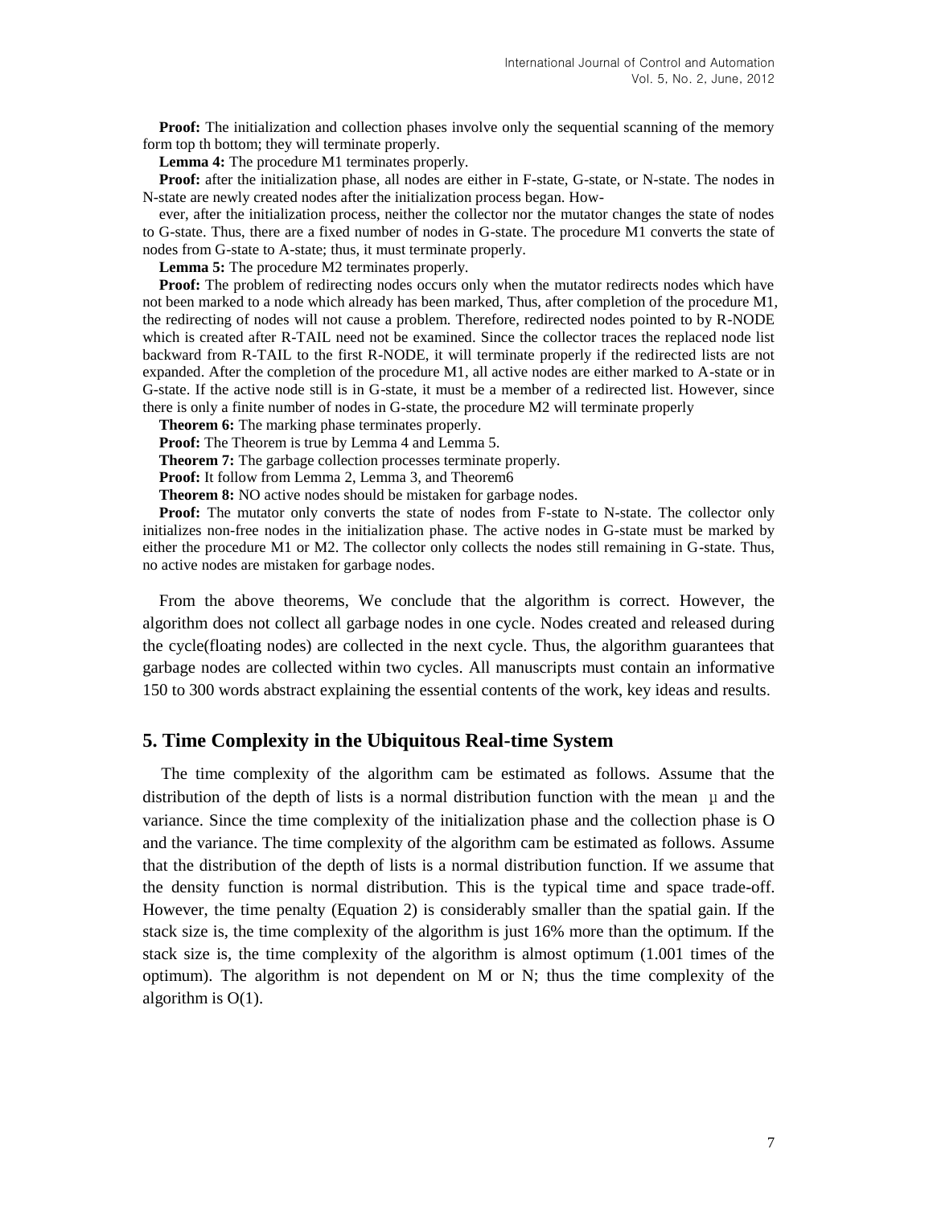**Proof:** The initialization and collection phases involve only the sequential scanning of the memory form top th bottom; they will terminate properly.

**Lemma 4:** The procedure M1 terminates properly.

**Proof:** after the initialization phase, all nodes are either in F-state, G-state, or N-state. The nodes in N-state are newly created nodes after the initialization process began. How-

ever, after the initialization process, neither the collector nor the mutator changes the state of nodes to G-state. Thus, there are a fixed number of nodes in G-state. The procedure M1 converts the state of nodes from G-state to A-state; thus, it must terminate properly.

**Lemma 5:** The procedure M2 terminates properly.

**Proof:** The problem of redirecting nodes occurs only when the mutator redirects nodes which have not been marked to a node which already has been marked, Thus, after completion of the procedure M1, the redirecting of nodes will not cause a problem. Therefore, redirected nodes pointed to by R-NODE which is created after R-TAIL need not be examined. Since the collector traces the replaced node list backward from R-TAIL to the first R-NODE, it will terminate properly if the redirected lists are not expanded. After the completion of the procedure M1, all active nodes are either marked to A-state or in G-state. If the active node still is in G-state, it must be a member of a redirected list. However, since there is only a finite number of nodes in G-state, the procedure M2 will terminate properly

**Theorem 6:** The marking phase terminates properly.

**Proof:** The Theorem is true by Lemma 4 and Lemma 5.

**Theorem 7:** The garbage collection processes terminate properly.

**Proof:** It follow from Lemma 2, Lemma 3, and Theorem6

**Theorem 8:** NO active nodes should be mistaken for garbage nodes.

**Proof:** The mutator only converts the state of nodes from F-state to N-state. The collector only initializes non-free nodes in the initialization phase. The active nodes in G-state must be marked by either the procedure M1 or M2. The collector only collects the nodes still remaining in G-state. Thus, no active nodes are mistaken for garbage nodes.

From the above theorems, We conclude that the algorithm is correct. However, the algorithm does not collect all garbage nodes in one cycle. Nodes created and released during the cycle(floating nodes) are collected in the next cycle. Thus, the algorithm guarantees that garbage nodes are collected within two cycles. All manuscripts must contain an informative 150 to 300 words abstract explaining the essential contents of the work, key ideas and results.

## 5. Time Complexity in the Ubiquitous Real-time System

The time complexity of the algorithm cam be estimated as follows. Assume that the distribution of the depth of lists is a normal distribution function with the mean $\mu$ and the variance. Since the time complexity of the initialization phase and the collection phase is O and the variance. The time complexity of the algorithm cam be estimated as follows. Assume that the distribution of the depth of lists is a normal distribution function. If we assume that the density function is normal distribution. This is the typical time and space trade-off. However, the time penalty (Equation 2) is considerably smaller than the spatial gain. If the stack size is, the time complexity of the algorithm is just 16% more than the optimum. If the stack size is, the time complexity of the algorithm is almost optimum (1.001 times of the optimum). The algorithm is not dependent on M or N; thus the time complexity of the algorithm is O(1).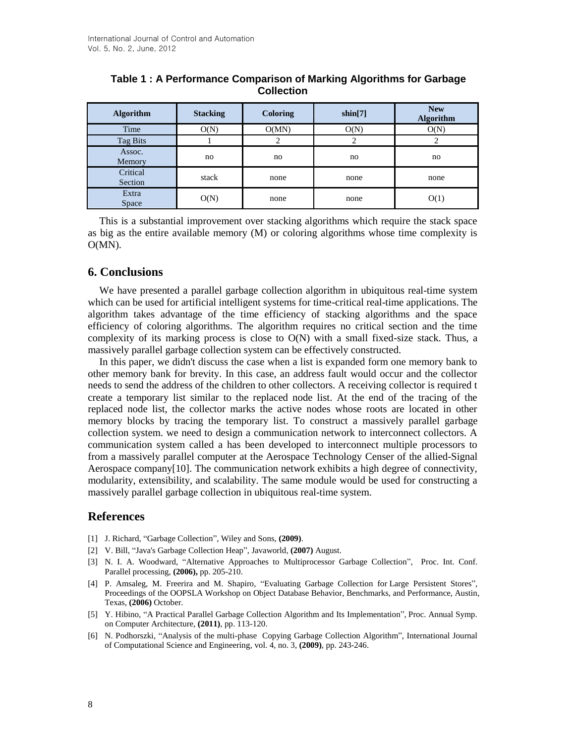**Table 1 : A Performance Comparison of Marking Algorithms for Garbage Collection**

| Algorithm | Stacking | Coloring | shin[7] | New Algorithm |
|---|---|---|---|---|
| Time | O(N) | O(MN) | O(N) | O(N) |
| Tag Bits | 1 | 2 | 2 | 2 |
| Assoc. Memory | no | no | no | no |
| Critical Section | stack | none | none | none |
| Extra Space | O(N) | none | none | O(1) |

This is a substantial improvement over stacking algorithms which require the stack space as big as the entire available memory (M) or coloring algorithms whose time complexity is O(MN).

## 6. Conclusions

We have presented a parallel garbage collection algorithm in ubiquitous real-time system which can be used for artificial intelligent systems for time-critical real-time applications. The algorithm takes advantage of the time efficiency of stacking algorithms and the space efficiency of coloring algorithms. The algorithm requires no critical section and the time complexity of its marking process is close to O(N) with a small fixed-size stack. Thus, a massively parallel garbage collection system can be effectively constructed.

In this paper, we didn't discuss the case when a list is expanded form one memory bank to other memory bank for brevity. In this case, an address fault would occur and the collector needs to send the address of the children to other collectors. A receiving collector is required t create a temporary list similar to the replaced node list. At the end of the tracing of the replaced node list, the collector marks the active nodes whose roots are located in other memory blocks by tracing the temporary list. To construct a massively parallel garbage collection system. we need to design a communication network to interconnect collectors. A communication system called a has been developed to interconnect multiple processors to from a massively parallel computer at the Aerospace Technology Censer of the allied-Signal Aerospace company[10]. The communication network exhibits a high degree of connectivity, modularity, extensibility, and scalability. The same module would be used for constructing a massively parallel garbage collection in ubiquitous real-time system.

## References

[1] J. Richard, "Garbage Collection", Wiley and Sons, **(2009)**.

[2] V. Bill, "Java's Garbage Collection Heap", Javaworld, **(2007)** August.

[3] N. I. A. Woodward, "Alternative Approaches to Multiprocessor Garbage Collection", Proc. Int. Conf. Parallel processing, **(2006),** pp. 205-210.

[4] P. Amsaleg, M. Freerira and M. Shapiro, "Evaluating Garbage Collection for Large Persistent Stores", Proceedings of the OOPSLA Workshop on Object Database Behavior, Benchmarks, and Performance, Austin, Texas, **(2006)** October.

[5] Y. Hibino, "A Practical Parallel Garbage Collection Algorithm and Its Implementation", Proc. Annual Symp. on Computer Architecture, **(2011)**, pp. 113-120.

[6] N. Podhorszki, "Analysis of the multi-phase Copying Garbage Collection Algorithm", International Journal of Computational Science and Engineering, vol. 4, no. 3, **(2009)**, pp. 243-246.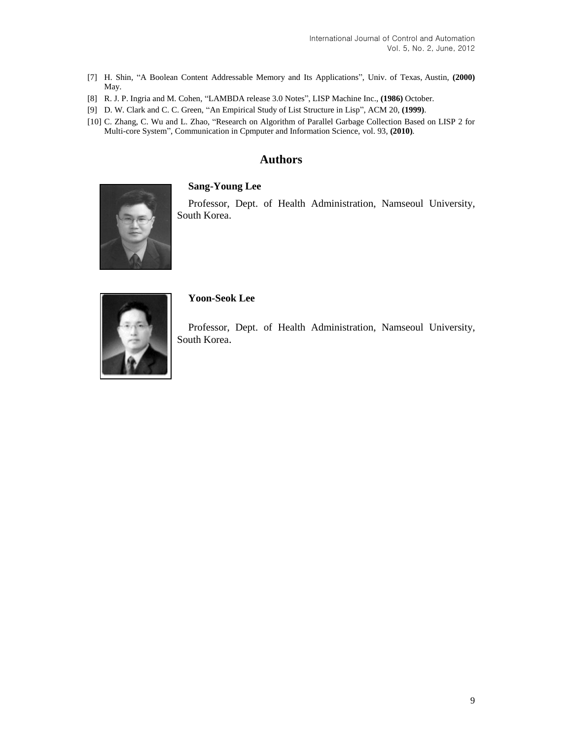[7] H. Shin, "A Boolean Content Addressable Memory and Its Applications", Univ. of Texas, Austin, **(2000)** May.

[8] R. J. P. Ingria and M. Cohen, "LAMBDA release 3.0 Notes", LISP Machine Inc., **(1986)** October.

[9] D. W. Clark and C. C. Green, "An Empirical Study of List Structure in Lisp", ACM 20, **(1999)**.

[10] C. Zhang, C. Wu and L. Zhao, "Research on Algorithm of Parallel Garbage Collection Based on LISP 2 for Multi-core System", Communication in Cpmputer and Information Science, vol. 93, **(2010)**.

## Authors

**Sang-Young Lee**

Professor, Dept. of Health Administration, Namseoul University, South Korea.

**Yoon-Seok Lee**

Professor, Dept. of Health Administration, Namseoul University, South Korea.